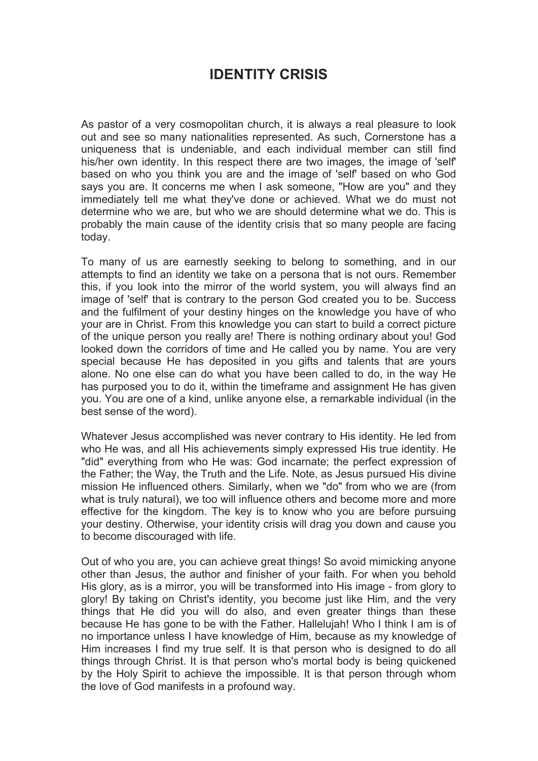# IDENTITY CRISIS

As pastor of a very cosmopolitan church, it is always a real pleasure to look out and see so many nationalities represented. As such, Cornerstone has a uniqueness that is undeniable, and each individual member can still find his/her own identity. In this respect there are two images, the image of 'self' based on who you think you are and the image of 'self' based on who God says you are. It concerns me when I ask someone, "How are you" and they immediately tell me what they've done or achieved. What we do must not determine who we are, but who we are should determine what we do. This is probably the main cause of the identity crisis that so many people are facing today.

To many of us are earnestly seeking to belong to something, and in our attempts to find an identity we take on a persona that is not ours. Remember this, if you look into the mirror of the world system, you will always find an image of 'self' that is contrary to the person God created you to be. Success and the fulfilment of your destiny hinges on the knowledge you have of who your are in Christ. From this knowledge you can start to build a correct picture of the unique person you really are! There is nothing ordinary about you! God looked down the corridors of time and He called you by name. You are very special because He has deposited in you gifts and talents that are yours alone. No one else can do what you have been called to do, in the way He has purposed you to do it, within the timeframe and assignment He has given you. You are one of a kind, unlike anyone else, a remarkable individual (in the best sense of the word).

Whatever Jesus accomplished was never contrary to His identity. He led from who He was, and all His achievements simply expressed His true identity. He "did" everything from who He was: God incarnate; the perfect expression of the Father; the Way, the Truth and the Life. Note, as Jesus pursued His divine mission He influenced others. Similarly, when we "do" from who we are (from what is truly natural), we too will influence others and become more and more effective for the kingdom. The key is to know who you are before pursuing your destiny. Otherwise, your identity crisis will drag you down and cause you to become discouraged with life.

Out of who you are, you can achieve great things! So avoid mimicking anyone other than Jesus, the author and finisher of your faith. For when you behold His glory, as is a mirror, you will be transformed into His image - from glory to glory! By taking on Christ's identity, you become just like Him, and the very things that He did you will do also, and even greater things than these because He has gone to be with the Father. Hallelujah! Who I think I am is of no importance unless I have knowledge of Him, because as my knowledge of Him increases I find my true self. It is that person who is designed to do all things through Christ. It is that person who's mortal body is being quickened by the Holy Spirit to achieve the impossible. It is that person through whom the love of God manifests in a profound way.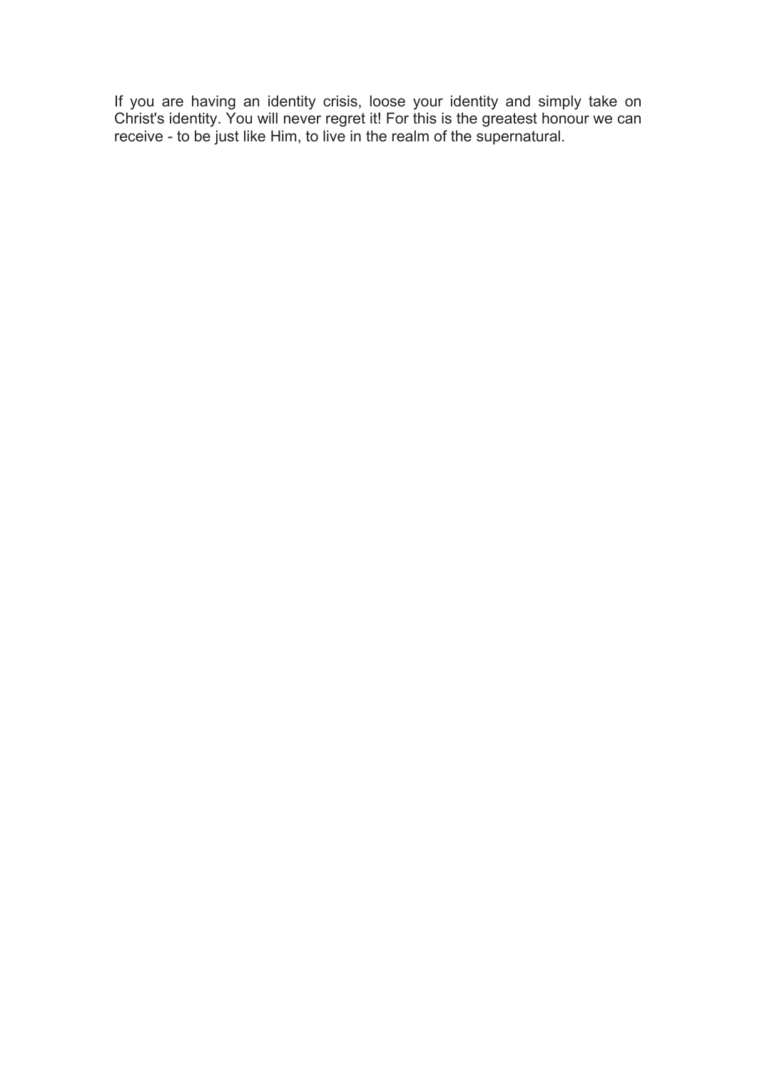If you are having an identity crisis, loose your identity and simply take on Christ's identity. You will never regret it! For this is the greatest honour we can receive - to be just like Him, to live in the realm of the supernatural.